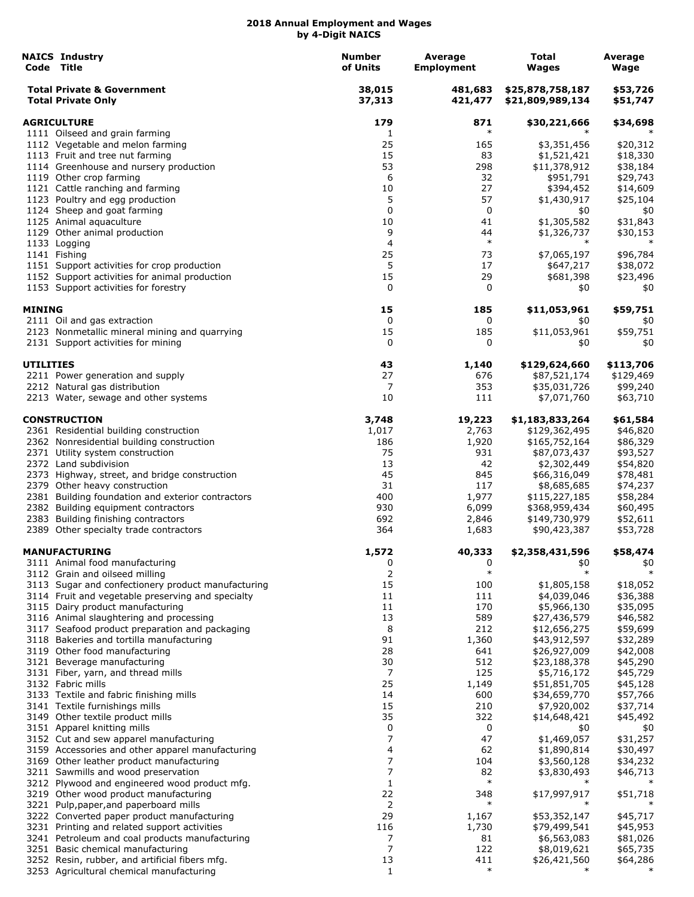# 2018 Annual Employment and Wages
## by 4-Digit NAICS

| NAICS Code | Industry Title | Number of Units | Average Employment | Total Wages | Average Wage |
|---|---|---|---|---|---|
| | **Total Private & Government** | **38,015** | **481,683** | **$25,878,758,187** | **$53,726** |
| | **Total Private Only** | **37,313** | **421,477** | **$21,809,989,134** | **$51,747** |
| | **AGRICULTURE** | **179** | **871** | **$30,221,666** | **$34,698** |
| 1111 | Oilseed and grain farming | 1 | * | * | * |
| 1112 | Vegetable and melon farming | 25 | 165 | $3,351,456 | $20,312 |
| 1113 | Fruit and tree nut farming | 15 | 83 | $1,521,421 | $18,330 |
| 1114 | Greenhouse and nursery production | 53 | 298 | $11,378,912 | $38,184 |
| 1119 | Other crop farming | 6 | 32 | $951,791 | $29,743 |
| 1121 | Cattle ranching and farming | 10 | 27 | $394,452 | $14,609 |
| 1123 | Poultry and egg production | 5 | 57 | $1,430,917 | $25,104 |
| 1124 | Sheep and goat farming | 0 | 0 | $0 | $0 |
| 1125 | Animal aquaculture | 10 | 41 | $1,305,582 | $31,843 |
| 1129 | Other animal production | 9 | 44 | $1,326,737 | $30,153 |
| 1133 | Logging | 4 | * | * | * |
| 1141 | Fishing | 25 | 73 | $7,065,197 | $96,784 |
| 1151 | Support activities for crop production | 5 | 17 | $647,217 | $38,072 |
| 1152 | Support activities for animal production | 15 | 29 | $681,398 | $23,496 |
| 1153 | Support activities for forestry | 0 | 0 | $0 | $0 |
| | **MINING** | **15** | **185** | **$11,053,961** | **$59,751** |
| 2111 | Oil and gas extraction | 0 | 0 | $0 | $0 |
| 2123 | Nonmetallic mineral mining and quarrying | 15 | 185 | $11,053,961 | $59,751 |
| 2131 | Support activities for mining | 0 | 0 | $0 | $0 |
| | **UTILITIES** | **43** | **1,140** | **$129,624,660** | **$113,706** |
| 2211 | Power generation and supply | 27 | 676 | $87,521,174 | $129,469 |
| 2212 | Natural gas distribution | 7 | 353 | $35,031,726 | $99,240 |
| 2213 | Water, sewage and other systems | 10 | 111 | $7,071,760 | $63,710 |
| | **CONSTRUCTION** | **3,748** | **19,223** | **$1,183,833,264** | **$61,584** |
| 2361 | Residential building construction | 1,017 | 2,763 | $129,362,495 | $46,820 |
| 2362 | Nonresidential building construction | 186 | 1,920 | $165,752,164 | $86,329 |
| 2371 | Utility system construction | 75 | 931 | $87,073,437 | $93,527 |
| 2372 | Land subdivision | 13 | 42 | $2,302,449 | $54,820 |
| 2373 | Highway, street, and bridge construction | 45 | 845 | $66,316,049 | $78,481 |
| 2379 | Other heavy construction | 31 | 117 | $8,685,685 | $74,237 |
| 2381 | Building foundation and exterior contractors | 400 | 1,977 | $115,227,185 | $58,284 |
| 2382 | Building equipment contractors | 930 | 6,099 | $368,959,434 | $60,495 |
| 2383 | Building finishing contractors | 692 | 2,846 | $149,730,979 | $52,611 |
| 2389 | Other specialty trade contractors | 364 | 1,683 | $90,423,387 | $53,728 |
| | **MANUFACTURING** | **1,572** | **40,333** | **$2,358,431,596** | **$58,474** |
| 3111 | Animal food manufacturing | 0 | 0 | $0 | $0 |
| 3112 | Grain and oilseed milling | 2 | * | * | * |
| 3113 | Sugar and confectionery product manufacturing | 15 | 100 | $1,805,158 | $18,052 |
| 3114 | Fruit and vegetable preserving and specialty | 11 | 111 | $4,039,046 | $36,388 |
| 3115 | Dairy product manufacturing | 11 | 170 | $5,966,130 | $35,095 |
| 3116 | Animal slaughtering and processing | 13 | 589 | $27,436,579 | $46,582 |
| 3117 | Seafood product preparation and packaging | 8 | 212 | $12,656,275 | $59,699 |
| 3118 | Bakeries and tortilla manufacturing | 91 | 1,360 | $43,912,597 | $32,289 |
| 3119 | Other food manufacturing | 28 | 641 | $26,927,009 | $42,008 |
| 3121 | Beverage manufacturing | 30 | 512 | $23,188,378 | $45,290 |
| 3131 | Fiber, yarn, and thread mills | 7 | 125 | $5,716,172 | $45,729 |
| 3132 | Fabric mills | 25 | 1,149 | $51,851,705 | $45,128 |
| 3133 | Textile and fabric finishing mills | 14 | 600 | $34,659,770 | $57,766 |
| 3141 | Textile furnishings mills | 15 | 210 | $7,920,002 | $37,714 |
| 3149 | Other textile product mills | 35 | 322 | $14,648,421 | $45,492 |
| 3151 | Apparel knitting mills | 0 | 0 | $0 | $0 |
| 3152 | Cut and sew apparel manufacturing | 7 | 47 | $1,469,057 | $31,257 |
| 3159 | Accessories and other apparel manufacturing | 4 | 62 | $1,890,814 | $30,497 |
| 3169 | Other leather product manufacturing | 7 | 104 | $3,560,128 | $34,232 |
| 3211 | Sawmills and wood preservation | 7 | 82 | $3,830,493 | $46,713 |
| 3212 | Plywood and engineered wood product mfg. | 1 | * | * | * |
| 3219 | Other wood product manufacturing | 22 | 348 | $17,997,917 | $51,718 |
| 3221 | Pulp,paper,and paperboard mills | 2 | * | * | * |
| 3222 | Converted paper product manufacturing | 29 | 1,167 | $53,352,147 | $45,717 |
| 3231 | Printing and related support activities | 116 | 1,730 | $79,499,541 | $45,953 |
| 3241 | Petroleum and coal products manufacturing | 7 | 81 | $6,563,083 | $81,026 |
| 3251 | Basic chemical manufacturing | 7 | 122 | $8,019,621 | $65,735 |
| 3252 | Resin, rubber, and artificial fibers mfg. | 13 | 411 | $26,421,560 | $64,286 |
| 3253 | Agricultural chemical manufacturing | 1 | * | * | * |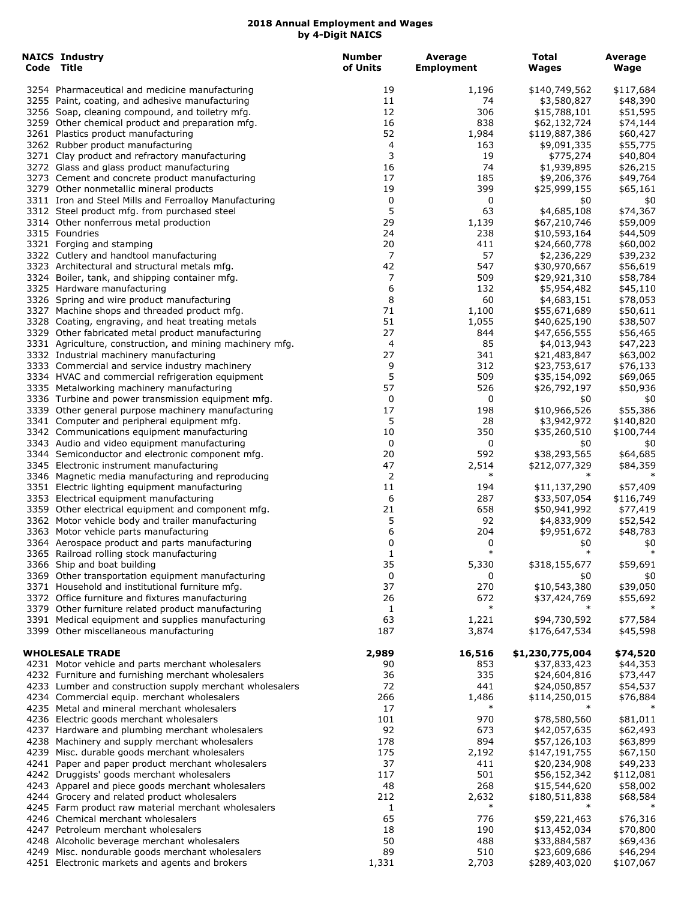# 2018 Annual Employment and Wages
## by 4-Digit NAICS

| NAICS Code | Industry Title | Number of Units | Average Employment | Total Wages | Average Wage |
|---|---|---|---|---|---|
| 3254 | Pharmaceutical and medicine manufacturing | 19 | 1,196 | $140,749,562 | $117,684 |
| 3255 | Paint, coating, and adhesive manufacturing | 11 | 74 | $3,580,827 | $48,390 |
| 3256 | Soap, cleaning compound, and toiletry mfg. | 12 | 306 | $15,788,101 | $51,595 |
| 3259 | Other chemical product and preparation mfg. | 16 | 838 | $62,132,724 | $74,144 |
| 3261 | Plastics product manufacturing | 52 | 1,984 | $119,887,386 | $60,427 |
| 3262 | Rubber product manufacturing | 4 | 163 | $9,091,335 | $55,775 |
| 3271 | Clay product and refractory manufacturing | 3 | 19 | $775,274 | $40,804 |
| 3272 | Glass and glass product manufacturing | 16 | 74 | $1,939,895 | $26,215 |
| 3273 | Cement and concrete product manufacturing | 17 | 185 | $9,206,376 | $49,764 |
| 3279 | Other nonmetallic mineral products | 19 | 399 | $25,999,155 | $65,161 |
| 3311 | Iron and Steel Mills and Ferroalloy Manufacturing | 0 | 0 | $0 | $0 |
| 3312 | Steel product mfg. from purchased steel | 5 | 63 | $4,685,108 | $74,367 |
| 3314 | Other nonferrous metal production | 29 | 1,139 | $67,210,746 | $59,009 |
| 3315 | Foundries | 24 | 238 | $10,593,164 | $44,509 |
| 3321 | Forging and stamping | 20 | 411 | $24,660,778 | $60,002 |
| 3322 | Cutlery and handtool manufacturing | 7 | 57 | $2,236,229 | $39,232 |
| 3323 | Architectural and structural metals mfg. | 42 | 547 | $30,970,667 | $56,619 |
| 3324 | Boiler, tank, and shipping container mfg. | 7 | 509 | $29,921,310 | $58,784 |
| 3325 | Hardware manufacturing | 6 | 132 | $5,954,482 | $45,110 |
| 3326 | Spring and wire product manufacturing | 8 | 60 | $4,683,151 | $78,053 |
| 3327 | Machine shops and threaded product mfg. | 71 | 1,100 | $55,671,689 | $50,611 |
| 3328 | Coating, engraving, and heat treating metals | 51 | 1,055 | $40,625,190 | $38,507 |
| 3329 | Other fabricated metal product manufacturing | 27 | 844 | $47,656,555 | $56,465 |
| 3331 | Agriculture, construction, and mining machinery mfg. | 4 | 85 | $4,013,943 | $47,223 |
| 3332 | Industrial machinery manufacturing | 27 | 341 | $21,483,847 | $63,002 |
| 3333 | Commercial and service industry machinery | 9 | 312 | $23,753,617 | $76,133 |
| 3334 | HVAC and commercial refrigeration equipment | 5 | 509 | $35,154,092 | $69,065 |
| 3335 | Metalworking machinery manufacturing | 57 | 526 | $26,792,197 | $50,936 |
| 3336 | Turbine and power transmission equipment mfg. | 0 | 0 | $0 | $0 |
| 3339 | Other general purpose machinery manufacturing | 17 | 198 | $10,966,526 | $55,386 |
| 3341 | Computer and peripheral equipment mfg. | 5 | 28 | $3,942,972 | $140,820 |
| 3342 | Communications equipment manufacturing | 10 | 350 | $35,260,510 | $100,744 |
| 3343 | Audio and video equipment manufacturing | 0 | 0 | $0 | $0 |
| 3344 | Semiconductor and electronic component mfg. | 20 | 592 | $38,293,565 | $64,685 |
| 3345 | Electronic instrument manufacturing | 47 | 2,514 | $212,077,329 | $84,359 |
| 3346 | Magnetic media manufacturing and reproducing | 2 | * | * | * |
| 3351 | Electric lighting equipment manufacturing | 11 | 194 | $11,137,290 | $57,409 |
| 3353 | Electrical equipment manufacturing | 6 | 287 | $33,507,054 | $116,749 |
| 3359 | Other electrical equipment and component mfg. | 21 | 658 | $50,941,992 | $77,419 |
| 3362 | Motor vehicle body and trailer manufacturing | 5 | 92 | $4,833,909 | $52,542 |
| 3363 | Motor vehicle parts manufacturing | 6 | 204 | $9,951,672 | $48,783 |
| 3364 | Aerospace product and parts manufacturing | 0 | 0 | $0 | $0 |
| 3365 | Railroad rolling stock manufacturing | 1 | * | * | * |
| 3366 | Ship and boat building | 35 | 5,330 | $318,155,677 | $59,691 |
| 3369 | Other transportation equipment manufacturing | 0 | 0 | $0 | $0 |
| 3371 | Household and institutional furniture mfg. | 37 | 270 | $10,543,380 | $39,050 |
| 3372 | Office furniture and fixtures manufacturing | 26 | 672 | $37,424,769 | $55,692 |
| 3379 | Other furniture related product manufacturing | 1 | * | * | * |
| 3391 | Medical equipment and supplies manufacturing | 63 | 1,221 | $94,730,592 | $77,584 |
| 3399 | Other miscellaneous manufacturing | 187 | 3,874 | $176,647,534 | $45,598 |
| | | | | | |
| **WHOLESALE TRADE** | | **2,989** | **16,516** | **$1,230,775,004** | **$74,520** |
| 4231 | Motor vehicle and parts merchant wholesalers | 90 | 853 | $37,833,423 | $44,353 |
| 4232 | Furniture and furnishing merchant wholesalers | 36 | 335 | $24,604,816 | $73,447 |
| 4233 | Lumber and construction supply merchant wholesalers | 72 | 441 | $24,050,857 | $54,537 |
| 4234 | Commercial equip. merchant wholesalers | 266 | 1,486 | $114,250,015 | $76,884 |
| 4235 | Metal and mineral merchant wholesalers | 17 | * | * | * |
| 4236 | Electric goods merchant wholesalers | 101 | 970 | $78,580,560 | $81,011 |
| 4237 | Hardware and plumbing merchant wholesalers | 92 | 673 | $42,057,635 | $62,493 |
| 4238 | Machinery and supply merchant wholesalers | 178 | 894 | $57,126,103 | $63,899 |
| 4239 | Misc. durable goods merchant wholesalers | 175 | 2,192 | $147,191,755 | $67,150 |
| 4241 | Paper and paper product merchant wholesalers | 37 | 411 | $20,234,908 | $49,233 |
| 4242 | Druggists' goods merchant wholesalers | 117 | 501 | $56,152,342 | $112,081 |
| 4243 | Apparel and piece goods merchant wholesalers | 48 | 268 | $15,544,620 | $58,002 |
| 4244 | Grocery and related product wholesalers | 212 | 2,632 | $180,511,838 | $68,584 |
| 4245 | Farm product raw material merchant wholesalers | 1 | * | * | * |
| 4246 | Chemical merchant wholesalers | 65 | 776 | $59,221,463 | $76,316 |
| 4247 | Petroleum merchant wholesalers | 18 | 190 | $13,452,034 | $70,800 |
| 4248 | Alcoholic beverage merchant wholesalers | 50 | 488 | $33,884,587 | $69,436 |
| 4249 | Misc. nondurable goods merchant wholesalers | 89 | 510 | $23,609,686 | $46,294 |
| 4251 | Electronic markets and agents and brokers | 1,331 | 2,703 | $289,403,020 | $107,067 |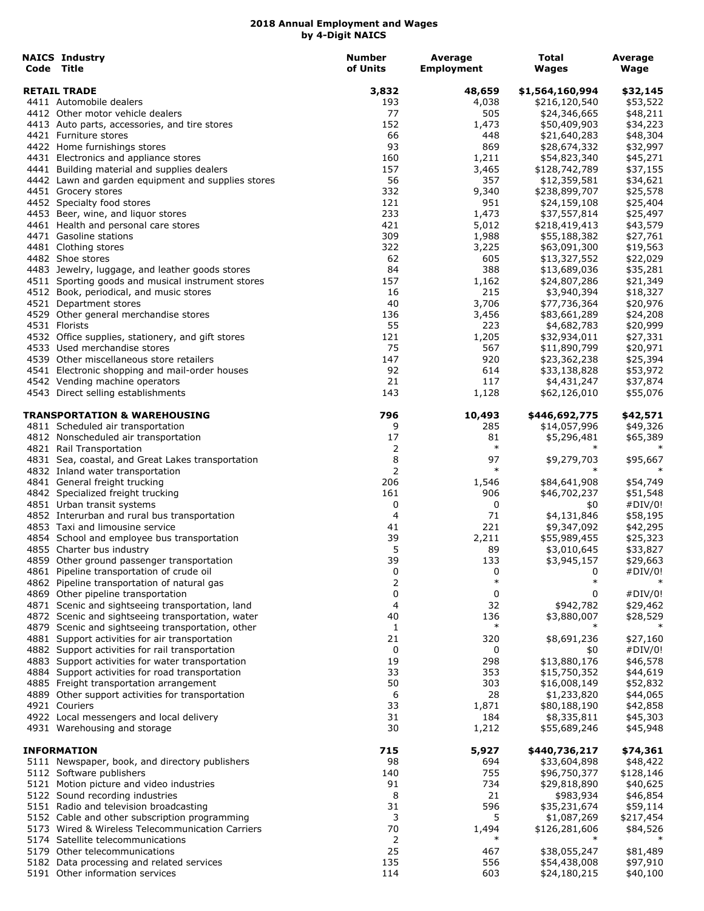# 2018 Annual Employment and Wages by 4-Digit NAICS

| NAICS Code | Industry Title | Number of Units | Average Employment | Total Wages | Average Wage |
|---|---|---|---|---|---|
| | **RETAIL TRADE** | **3,832** | **48,659** | **$1,564,160,994** | **$32,145** |
| 4411 | Automobile dealers | 193 | 4,038 | $216,120,540 | $53,522 |
| 4412 | Other motor vehicle dealers | 77 | 505 | $24,346,665 | $48,211 |
| 4413 | Auto parts, accessories, and tire stores | 152 | 1,473 | $50,409,903 | $34,223 |
| 4421 | Furniture stores | 66 | 448 | $21,640,283 | $48,304 |
| 4422 | Home furnishings stores | 93 | 869 | $28,674,332 | $32,997 |
| 4431 | Electronics and appliance stores | 160 | 1,211 | $54,823,340 | $45,271 |
| 4441 | Building material and supplies dealers | 157 | 3,465 | $128,742,789 | $37,155 |
| 4442 | Lawn and garden equipment and supplies stores | 56 | 357 | $12,359,581 | $34,621 |
| 4451 | Grocery stores | 332 | 9,340 | $238,899,707 | $25,578 |
| 4452 | Specialty food stores | 121 | 951 | $24,159,108 | $25,404 |
| 4453 | Beer, wine, and liquor stores | 233 | 1,473 | $37,557,814 | $25,497 |
| 4461 | Health and personal care stores | 421 | 5,012 | $218,419,413 | $43,579 |
| 4471 | Gasoline stations | 309 | 1,988 | $55,188,382 | $27,761 |
| 4481 | Clothing stores | 322 | 3,225 | $63,091,300 | $19,563 |
| 4482 | Shoe stores | 62 | 605 | $13,327,552 | $22,029 |
| 4483 | Jewelry, luggage, and leather goods stores | 84 | 388 | $13,689,036 | $35,281 |
| 4511 | Sporting goods and musical instrument stores | 157 | 1,162 | $24,807,286 | $21,349 |
| 4512 | Book, periodical, and music stores | 16 | 215 | $3,940,394 | $18,327 |
| 4521 | Department stores | 40 | 3,706 | $77,736,364 | $20,976 |
| 4529 | Other general merchandise stores | 136 | 3,456 | $83,661,289 | $24,208 |
| 4531 | Florists | 55 | 223 | $4,682,783 | $20,999 |
| 4532 | Office supplies, stationery, and gift stores | 121 | 1,205 | $32,934,011 | $27,331 |
| 4533 | Used merchandise stores | 75 | 567 | $11,890,799 | $20,971 |
| 4539 | Other miscellaneous store retailers | 147 | 920 | $23,362,238 | $25,394 |
| 4541 | Electronic shopping and mail-order houses | 92 | 614 | $33,138,828 | $53,972 |
| 4542 | Vending machine operators | 21 | 117 | $4,431,247 | $37,874 |
| 4543 | Direct selling establishments | 143 | 1,128 | $62,126,010 | $55,076 |
| | **TRANSPORTATION & WAREHOUSING** | **796** | **10,493** | **$446,692,775** | **$42,571** |
| 4811 | Scheduled air transportation | 9 | 285 | $14,057,996 | $49,326 |
| 4812 | Nonscheduled air transportation | 17 | 81 | $5,296,481 | $65,389 |
| 4821 | Rail Transportation | 2 | * | * | * |
| 4831 | Sea, coastal, and Great Lakes transportation | 8 | 97 | $9,279,703 | $95,667 |
| 4832 | Inland water transportation | 2 | * | * | * |
| 4841 | General freight trucking | 206 | 1,546 | $84,641,908 | $54,749 |
| 4842 | Specialized freight trucking | 161 | 906 | $46,702,237 | $51,548 |
| 4851 | Urban transit systems | 0 | 0 | $0 | #DIV/0! |
| 4852 | Interurban and rural bus transportation | 4 | 71 | $4,131,846 | $58,195 |
| 4853 | Taxi and limousine service | 41 | 221 | $9,347,092 | $42,295 |
| 4854 | School and employee bus transportation | 39 | 2,211 | $55,989,455 | $25,323 |
| 4855 | Charter bus industry | 5 | 89 | $3,010,645 | $33,827 |
| 4859 | Other ground passenger transportation | 39 | 133 | $3,945,157 | $29,663 |
| 4861 | Pipeline transportation of crude oil | 0 | 0 | 0 | #DIV/0! |
| 4862 | Pipeline transportation of natural gas | 2 | * | * | * |
| 4869 | Other pipeline transportation | 0 | 0 | 0 | #DIV/0! |
| 4871 | Scenic and sightseeing transportation, land | 4 | 32 | $942,782 | $29,462 |
| 4872 | Scenic and sightseeing transportation, water | 40 | 136 | $3,880,007 | $28,529 |
| 4879 | Scenic and sightseeing transportation, other | 1 | * | * | * |
| 4881 | Support activities for air transportation | 21 | 320 | $8,691,236 | $27,160 |
| 4882 | Support activities for rail transportation | 0 | 0 | $0 | #DIV/0! |
| 4883 | Support activities for water transportation | 19 | 298 | $13,880,176 | $46,578 |
| 4884 | Support activities for road transportation | 33 | 353 | $15,750,352 | $44,619 |
| 4885 | Freight transportation arrangement | 50 | 303 | $16,008,149 | $52,832 |
| 4889 | Other support activities for transportation | 6 | 28 | $1,233,820 | $44,065 |
| 4921 | Couriers | 33 | 1,871 | $80,188,190 | $42,858 |
| 4922 | Local messengers and local delivery | 31 | 184 | $8,335,811 | $45,303 |
| 4931 | Warehousing and storage | 30 | 1,212 | $55,689,246 | $45,948 |
| | **INFORMATION** | **715** | **5,927** | **$440,736,217** | **$74,361** |
| 5111 | Newspaper, book, and directory publishers | 98 | 694 | $33,604,898 | $48,422 |
| 5112 | Software publishers | 140 | 755 | $96,750,377 | $128,146 |
| 5121 | Motion picture and video industries | 91 | 734 | $29,818,890 | $40,625 |
| 5122 | Sound recording industries | 8 | 21 | $983,934 | $46,854 |
| 5151 | Radio and television broadcasting | 31 | 596 | $35,231,674 | $59,114 |
| 5152 | Cable and other subscription programming | 3 | 5 | $1,087,269 | $217,454 |
| 5173 | Wired & Wireless Telecommunication Carriers | 70 | 1,494 | $126,281,606 | $84,526 |
| 5174 | Satellite telecommunications | 2 | * | * | * |
| 5179 | Other telecommunications | 25 | 467 | $38,055,247 | $81,489 |
| 5182 | Data processing and related services | 135 | 556 | $54,438,008 | $97,910 |
| 5191 | Other information services | 114 | 603 | $24,180,215 | $40,100 |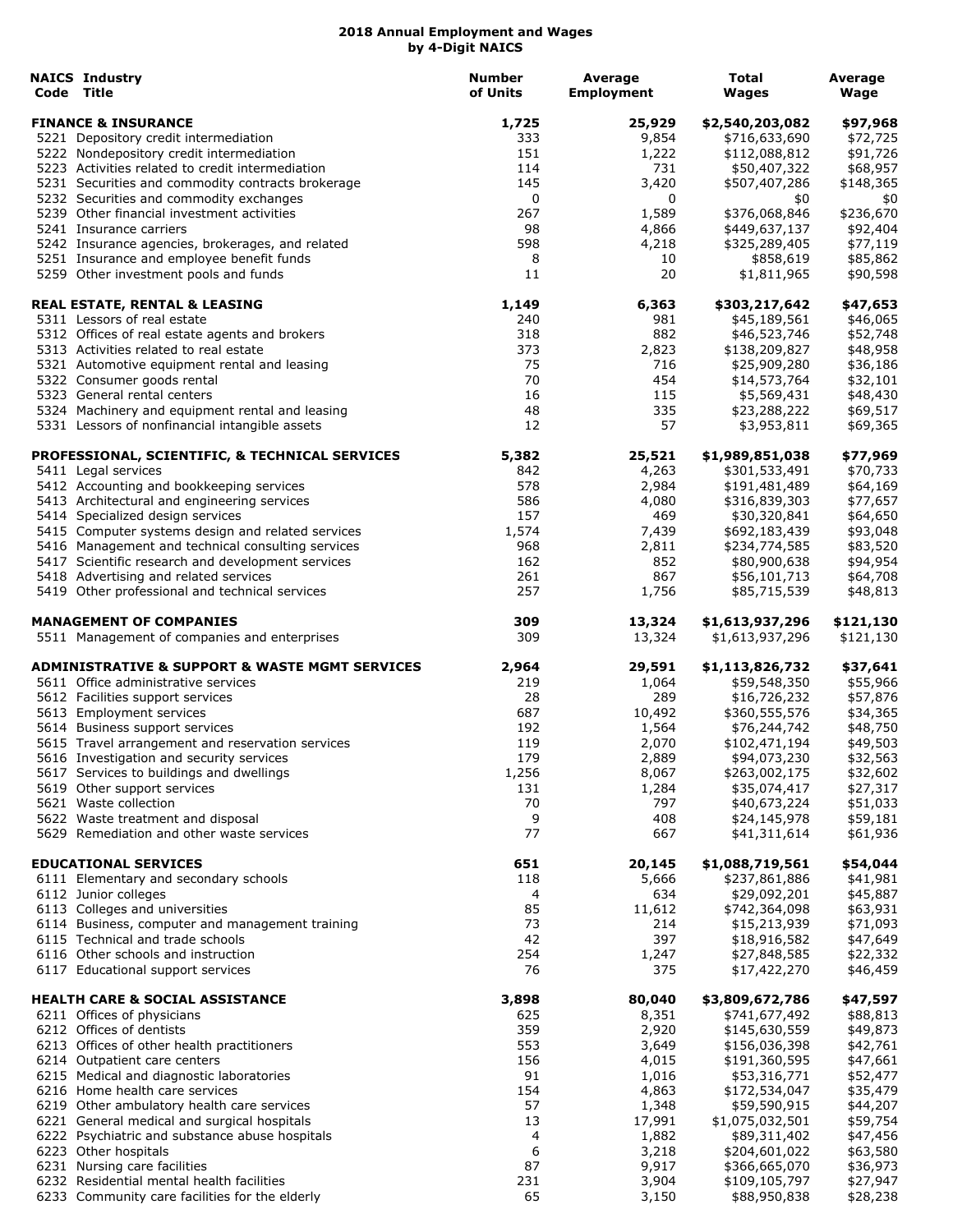# 2018 Annual Employment and Wages
## by 4-Digit NAICS

| NAICS Code | Industry Title | Number of Units | Average Employment | Total Wages | Average Wage |
|---|---|---|---|---|---|
| | **FINANCE & INSURANCE** | **1,725** | **25,929** | **$2,540,203,082** | **$97,968** |
| 5221 | Depository credit intermediation | 333 | 9,854 | $716,633,690 | $72,725 |
| 5222 | Nondepository credit intermediation | 151 | 1,222 | $112,088,812 | $91,726 |
| 5223 | Activities related to credit intermediation | 114 | 731 | $50,407,322 | $68,957 |
| 5231 | Securities and commodity contracts brokerage | 145 | 3,420 | $507,407,286 | $148,365 |
| 5232 | Securities and commodity exchanges | 0 | 0 | $0 | $0 |
| 5239 | Other financial investment activities | 267 | 1,589 | $376,068,846 | $236,670 |
| 5241 | Insurance carriers | 98 | 4,866 | $449,637,137 | $92,404 |
| 5242 | Insurance agencies, brokerages, and related | 598 | 4,218 | $325,289,405 | $77,119 |
| 5251 | Insurance and employee benefit funds | 8 | 10 | $858,619 | $85,862 |
| 5259 | Other investment pools and funds | 11 | 20 | $1,811,965 | $90,598 |
| | **REAL ESTATE, RENTAL & LEASING** | **1,149** | **6,363** | **$303,217,642** | **$47,653** |
| 5311 | Lessors of real estate | 240 | 981 | $45,189,561 | $46,065 |
| 5312 | Offices of real estate agents and brokers | 318 | 882 | $46,523,746 | $52,748 |
| 5313 | Activities related to real estate | 373 | 2,823 | $138,209,827 | $48,958 |
| 5321 | Automotive equipment rental and leasing | 75 | 716 | $25,909,280 | $36,186 |
| 5322 | Consumer goods rental | 70 | 454 | $14,573,764 | $32,101 |
| 5323 | General rental centers | 16 | 115 | $5,569,431 | $48,430 |
| 5324 | Machinery and equipment rental and leasing | 48 | 335 | $23,288,222 | $69,517 |
| 5331 | Lessors of nonfinancial intangible assets | 12 | 57 | $3,953,811 | $69,365 |
| | **PROFESSIONAL, SCIENTIFIC, & TECHNICAL SERVICES** | **5,382** | **25,521** | **$1,989,851,038** | **$77,969** |
| 5411 | Legal services | 842 | 4,263 | $301,533,491 | $70,733 |
| 5412 | Accounting and bookkeeping services | 578 | 2,984 | $191,481,489 | $64,169 |
| 5413 | Architectural and engineering services | 586 | 4,080 | $316,839,303 | $77,657 |
| 5414 | Specialized design services | 157 | 469 | $30,320,841 | $64,650 |
| 5415 | Computer systems design and related services | 1,574 | 7,439 | $692,183,439 | $93,048 |
| 5416 | Management and technical consulting services | 968 | 2,811 | $234,774,585 | $83,520 |
| 5417 | Scientific research and development services | 162 | 852 | $80,900,638 | $94,954 |
| 5418 | Advertising and related services | 261 | 867 | $56,101,713 | $64,708 |
| 5419 | Other professional and technical services | 257 | 1,756 | $85,715,539 | $48,813 |
| | **MANAGEMENT OF COMPANIES** | **309** | **13,324** | **$1,613,937,296** | **$121,130** |
| 5511 | Management of companies and enterprises | 309 | 13,324 | $1,613,937,296 | $121,130 |
| | **ADMINISTRATIVE & SUPPORT & WASTE MGMT SERVICES** | **2,964** | **29,591** | **$1,113,826,732** | **$37,641** |
| 5611 | Office administrative services | 219 | 1,064 | $59,548,350 | $55,966 |
| 5612 | Facilities support services | 28 | 289 | $16,726,232 | $57,876 |
| 5613 | Employment services | 687 | 10,492 | $360,555,576 | $34,365 |
| 5614 | Business support services | 192 | 1,564 | $76,244,742 | $48,750 |
| 5615 | Travel arrangement and reservation services | 119 | 2,070 | $102,471,194 | $49,503 |
| 5616 | Investigation and security services | 179 | 2,889 | $94,073,230 | $32,563 |
| 5617 | Services to buildings and dwellings | 1,256 | 8,067 | $263,002,175 | $32,602 |
| 5619 | Other support services | 131 | 1,284 | $35,074,417 | $27,317 |
| 5621 | Waste collection | 70 | 797 | $40,673,224 | $51,033 |
| 5622 | Waste treatment and disposal | 9 | 408 | $24,145,978 | $59,181 |
| 5629 | Remediation and other waste services | 77 | 667 | $41,311,614 | $61,936 |
| | **EDUCATIONAL SERVICES** | **651** | **20,145** | **$1,088,719,561** | **$54,044** |
| 6111 | Elementary and secondary schools | 118 | 5,666 | $237,861,886 | $41,981 |
| 6112 | Junior colleges | 4 | 634 | $29,092,201 | $45,887 |
| 6113 | Colleges and universities | 85 | 11,612 | $742,364,098 | $63,931 |
| 6114 | Business, computer and management training | 73 | 214 | $15,213,939 | $71,093 |
| 6115 | Technical and trade schools | 42 | 397 | $18,916,582 | $47,649 |
| 6116 | Other schools and instruction | 254 | 1,247 | $27,848,585 | $22,332 |
| 6117 | Educational support services | 76 | 375 | $17,422,270 | $46,459 |
| | **HEALTH CARE & SOCIAL ASSISTANCE** | **3,898** | **80,040** | **$3,809,672,786** | **$47,597** |
| 6211 | Offices of physicians | 625 | 8,351 | $741,677,492 | $88,813 |
| 6212 | Offices of dentists | 359 | 2,920 | $145,630,559 | $49,873 |
| 6213 | Offices of other health practitioners | 553 | 3,649 | $156,036,398 | $42,761 |
| 6214 | Outpatient care centers | 156 | 4,015 | $191,360,595 | $47,661 |
| 6215 | Medical and diagnostic laboratories | 91 | 1,016 | $53,316,771 | $52,477 |
| 6216 | Home health care services | 154 | 4,863 | $172,534,047 | $35,479 |
| 6219 | Other ambulatory health care services | 57 | 1,348 | $59,590,915 | $44,207 |
| 6221 | General medical and surgical hospitals | 13 | 17,991 | $1,075,032,501 | $59,754 |
| 6222 | Psychiatric and substance abuse hospitals | 4 | 1,882 | $89,311,402 | $47,456 |
| 6223 | Other hospitals | 6 | 3,218 | $204,601,022 | $63,580 |
| 6231 | Nursing care facilities | 87 | 9,917 | $366,665,070 | $36,973 |
| 6232 | Residential mental health facilities | 231 | 3,904 | $109,105,797 | $27,947 |
| 6233 | Community care facilities for the elderly | 65 | 3,150 | $88,950,838 | $28,238 |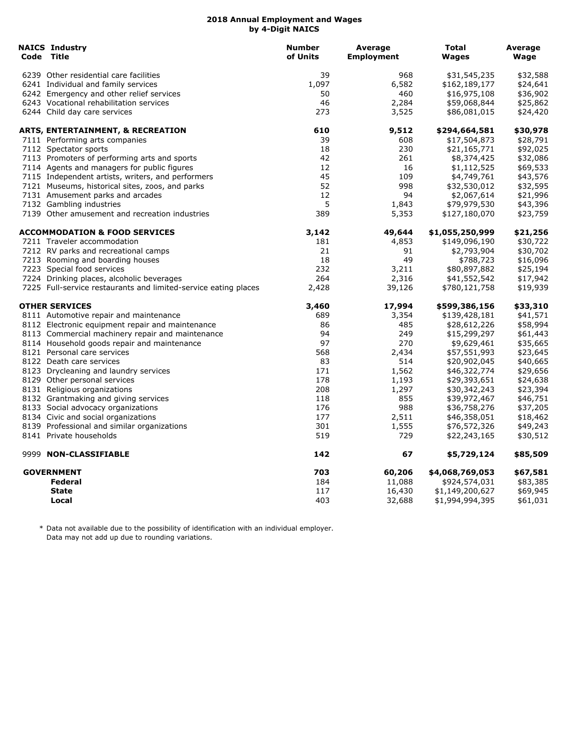**2018 Annual Employment and Wages**
**by 4-Digit NAICS**

| NAICS Code | Industry Title | Number of Units | Average Employment | Total Wages | Average Wage |
|---|---|---|---|---|---|
| 6239 | Other residential care facilities | 39 | 968 | $31,545,235 | $32,588 |
| 6241 | Individual and family services | 1,097 | 6,582 | $162,189,177 | $24,641 |
| 6242 | Emergency and other relief services | 50 | 460 | $16,975,108 | $36,902 |
| 6243 | Vocational rehabilitation services | 46 | 2,284 | $59,068,844 | $25,862 |
| 6244 | Child day care services | 273 | 3,525 | $86,081,015 | $24,420 |
| | **ARTS, ENTERTAINMENT, & RECREATION** | **610** | **9,512** | **$294,664,581** | **$30,978** |
| 7111 | Performing arts companies | 39 | 608 | $17,504,873 | $28,791 |
| 7112 | Spectator sports | 18 | 230 | $21,165,771 | $92,025 |
| 7113 | Promoters of performing arts and sports | 42 | 261 | $8,374,425 | $32,086 |
| 7114 | Agents and managers for public figures | 12 | 16 | $1,112,525 | $69,533 |
| 7115 | Independent artists, writers, and performers | 45 | 109 | $4,749,761 | $43,576 |
| 7121 | Museums, historical sites, zoos, and parks | 52 | 998 | $32,530,012 | $32,595 |
| 7131 | Amusement parks and arcades | 12 | 94 | $2,067,614 | $21,996 |
| 7132 | Gambling industries | 5 | 1,843 | $79,979,530 | $43,396 |
| 7139 | Other amusement and recreation industries | 389 | 5,353 | $127,180,070 | $23,759 |
| | **ACCOMMODATION & FOOD SERVICES** | **3,142** | **49,644** | **$1,055,250,999** | **$21,256** |
| 7211 | Traveler accommodation | 181 | 4,853 | $149,096,190 | $30,722 |
| 7212 | RV parks and recreational camps | 21 | 91 | $2,793,904 | $30,702 |
| 7213 | Rooming and boarding houses | 18 | 49 | $788,723 | $16,096 |
| 7223 | Special food services | 232 | 3,211 | $80,897,882 | $25,194 |
| 7224 | Drinking places, alcoholic beverages | 264 | 2,316 | $41,552,542 | $17,942 |
| 7225 | Full-service restaurants and limited-service eating places | 2,428 | 39,126 | $780,121,758 | $19,939 |
| | **OTHER SERVICES** | **3,460** | **17,994** | **$599,386,156** | **$33,310** |
| 8111 | Automotive repair and maintenance | 689 | 3,354 | $139,428,181 | $41,571 |
| 8112 | Electronic equipment repair and maintenance | 86 | 485 | $28,612,226 | $58,994 |
| 8113 | Commercial machinery repair and maintenance | 94 | 249 | $15,299,297 | $61,443 |
| 8114 | Household goods repair and maintenance | 97 | 270 | $9,629,461 | $35,665 |
| 8121 | Personal care services | 568 | 2,434 | $57,551,993 | $23,645 |
| 8122 | Death care services | 83 | 514 | $20,902,045 | $40,665 |
| 8123 | Drycleaning and laundry services | 171 | 1,562 | $46,322,774 | $29,656 |
| 8129 | Other personal services | 178 | 1,193 | $29,393,651 | $24,638 |
| 8131 | Religious organizations | 208 | 1,297 | $30,342,243 | $23,394 |
| 8132 | Grantmaking and giving services | 118 | 855 | $39,972,467 | $46,751 |
| 8133 | Social advocacy organizations | 176 | 988 | $36,758,276 | $37,205 |
| 8134 | Civic and social organizations | 177 | 2,511 | $46,358,051 | $18,462 |
| 8139 | Professional and similar organizations | 301 | 1,555 | $76,572,326 | $49,243 |
| 8141 | Private households | 519 | 729 | $22,243,165 | $30,512 |
| 9999 | **NON-CLASSIFIABLE** | **142** | **67** | **$5,729,124** | **$85,509** |
| | **GOVERNMENT** | **703** | **60,206** | **$4,068,769,053** | **$67,581** |
| | **Federal** | 184 | 11,088 | $924,574,031 | $83,385 |
| | **State** | 117 | 16,430 | $1,149,200,627 | $69,945 |
| | **Local** | 403 | 32,688 | $1,994,994,395 | $61,031 |

\* Data not available due to the possibility of identification with an individual employer.
Data may not add up due to rounding variations.